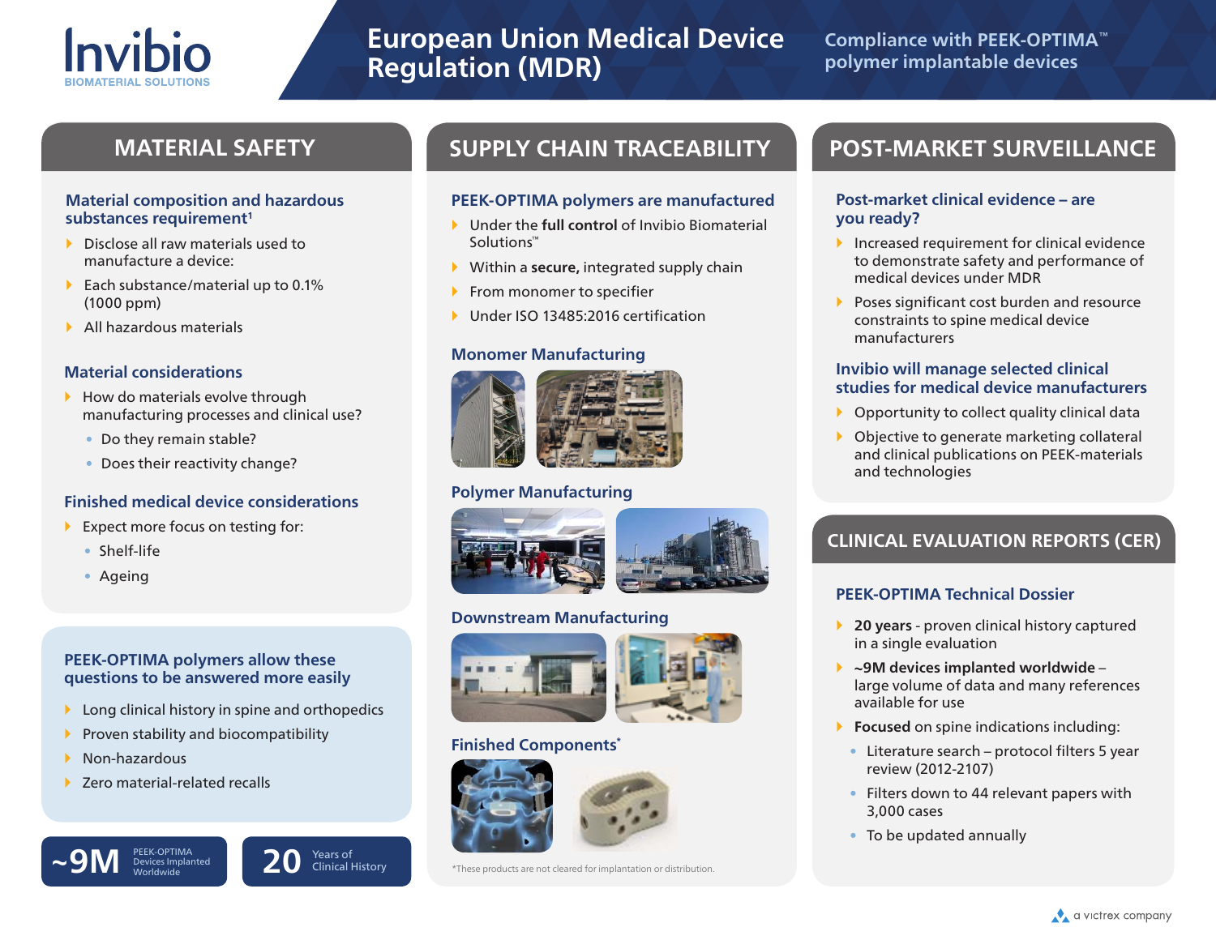# Invibio

BIOMATERIAL SOLUTIONS

# European Union Medical Device Regulation (MDR)

Compliance with PEEK-OPTIMA™ polymer implantable devices

## MATERIAL SAFETY

### Material composition and hazardous substances requirement[1]

- Disclose all raw materials used to manufacture a device:
- Each substance/material up to 0.1% (1000 ppm)
- All hazardous materials

### Material considerations

- How do materials evolve through manufacturing processes and clinical use?
  - Do they remain stable?
  - Does their reactivity change?

### Finished medical device considerations

- Expect more focus on testing for:
  - Shelf-life
  - Ageing

### PEEK-OPTIMA polymers allow these questions to be answered more easily

- Long clinical history in spine and orthopedics
- Proven stability and biocompatibility
- Non-hazardous
- Zero material-related recalls

**~9M** PEEK-OPTIMA Devices Implanted Worldwide

**20** Years of Clinical History

## SUPPLY CHAIN TRACEABILITY

### PEEK-OPTIMA polymers are manufactured

- Under the **full control** of Invibio Biomaterial Solutions™
- Within a **secure,** integrated supply chain
- From monomer to specifier
- Under ISO 13485:2016 certification

### Monomer Manufacturing

### Polymer Manufacturing

### Downstream Manufacturing

### Finished Components*

*These products are not cleared for implantation or distribution.

## POST-MARKET SURVEILLANCE

### Post-market clinical evidence – are you ready?

- Increased requirement for clinical evidence to demonstrate safety and performance of medical devices under MDR
- Poses significant cost burden and resource constraints to spine medical device manufacturers

### Invibio will manage selected clinical studies for medical device manufacturers

- Opportunity to collect quality clinical data
- Objective to generate marketing collateral and clinical publications on PEEK-materials and technologies

## CLINICAL EVALUATION REPORTS (CER)

### PEEK-OPTIMA Technical Dossier

- **20 years** - proven clinical history captured in a single evaluation
- **~9M devices implanted worldwide** – large volume of data and many references available for use
- **Focused** on spine indications including:
  - Literature search – protocol filters 5 year review (2012-2107)
  - Filters down to 44 relevant papers with 3,000 cases
  - To be updated annually

a victrex company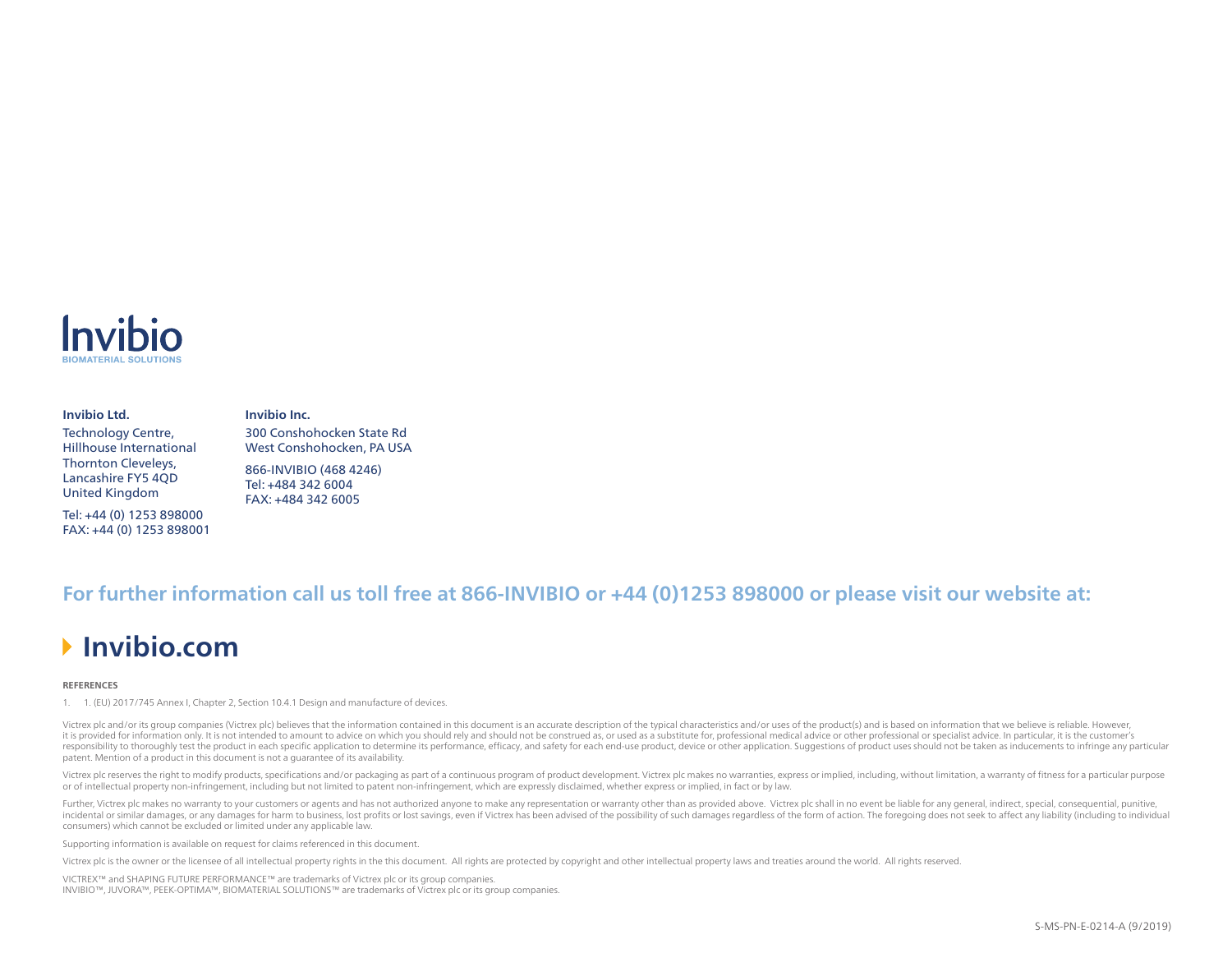Invibio

BIOMATERIAL SOLUTIONS

**Invibio Ltd.**

Technology Centre,
Hillhouse International
Thornton Cleveleys,
Lancashire FY5 4QD
United Kingdom

Tel: +44 (0) 1253 898000
FAX: +44 (0) 1253 898001

**Invibio Inc.**

300 Conshohocken State Rd
West Conshohocken, PA USA

866-INVIBIO (468 4246)
Tel: +484 342 6004
FAX: +484 342 6005

**For further information call us toll free at 866-INVIBIO or +44 (0)1253 898000 or please visit our website at:**

## Invibio.com

**REFERENCES**

1. 1. (EU) 2017/745 Annex I, Chapter 2, Section 10.4.1 Design and manufacture of devices.

Victrex plc and/or its group companies (Victrex plc) believes that the information contained in this document is an accurate description of the typical characteristics and/or uses of the product(s) and is based on information that we believe is reliable. However, it is provided for information only. It is not intended to amount to advice on which you should rely and should not be construed as, or used as a substitute for, professional medical advice or other professional or specialist advice. In particular, it is the customer's responsibility to thoroughly test the product in each specific application to determine its performance, efficacy, and safety for each end-use product, device or other application. Suggestions of product uses should not be taken as inducements to infringe any particular patent. Mention of a product in this document is not a guarantee of its availability.

Victrex plc reserves the right to modify products, specifications and/or packaging as part of a continuous program of product development. Victrex plc makes no warranties, express or implied, including, without limitation, a warranty of fitness for a particular purpose or of intellectual property non-infringement, including but not limited to patent non-infringement, which are expressly disclaimed, whether express or implied, in fact or by law.

Further, Victrex plc makes no warranty to your customers or agents and has not authorized anyone to make any representation or warranty other than as provided above. Victrex plc shall in no event be liable for any general, indirect, special, consequential, punitive, incidental or similar damages, or any damages for harm to business, lost profits or lost savings, even if Victrex has been advised of the possibility of such damages regardless of the form of action. The foregoing does not seek to affect any liability (including to individual consumers) which cannot be excluded or limited under any applicable law.

Supporting information is available on request for claims referenced in this document.

Victrex plc is the owner or the licensee of all intellectual property rights in the this document. All rights are protected by copyright and other intellectual property laws and treaties around the world. All rights reserved.

VICTREX™ and SHAPING FUTURE PERFORMANCE™ are trademarks of Victrex plc or its group companies.
INVIBIO™, JUVORA™, PEEK-OPTIMA™, BIOMATERIAL SOLUTIONS™ are trademarks of Victrex plc or its group companies.

S-MS-PN-E-0214-A (9/2019)